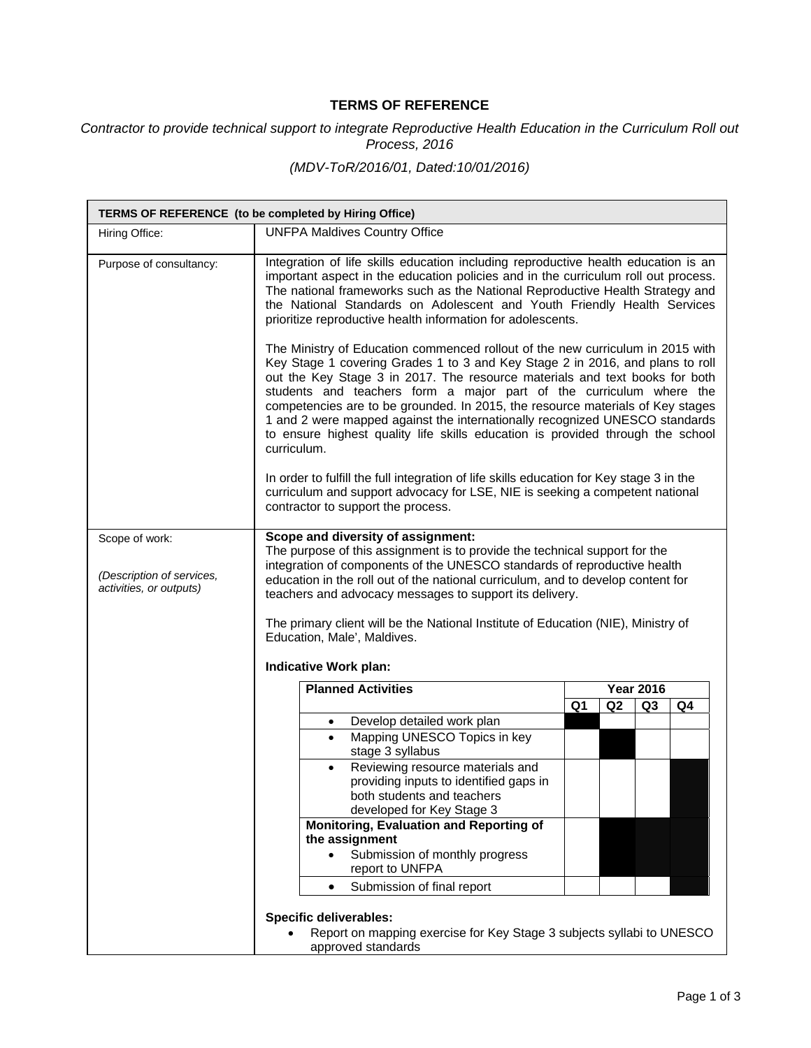# TERMS OF REFERENCE

*Contractor to provide technical support to integrate Reproductive Health Education in the Curriculum Roll out Process, 2016*

*(MDV-ToR/2016/01, Dated:10/01/2016)*

| TERMS OF REFERENCE (to be completed by Hiring Office) | |
|---|---|
| Hiring Office: | UNFPA Maldives Country Office |
| Purpose of consultancy: | Integration of life skills education including reproductive health education is an important aspect in the education policies and in the curriculum roll out process. The national frameworks such as the National Reproductive Health Strategy and the National Standards on Adolescent and Youth Friendly Health Services prioritize reproductive health information for adolescents.<br><br>The Ministry of Education commenced rollout of the new curriculum in 2015 with Key Stage 1 covering Grades 1 to 3 and Key Stage 2 in 2016, and plans to roll out the Key Stage 3 in 2017. The resource materials and text books for both students and teachers form a major part of the curriculum where the competencies are to be grounded. In 2015, the resource materials of Key stages 1 and 2 were mapped against the internationally recognized UNESCO standards to ensure highest quality life skills education is provided through the school curriculum.<br><br>In order to fulfill the full integration of life skills education for Key stage 3 in the curriculum and support advocacy for LSE, NIE is seeking a competent national contractor to support the process. |
| Scope of work:<br><br>*(Description of services, activities, or outputs)* | **Scope and diversity of assignment:**<br>The purpose of this assignment is to provide the technical support for the integration of components of the UNESCO standards of reproductive health education in the roll out of the national curriculum, and to develop content for teachers and advocacy messages to support its delivery.<br><br>The primary client will be the National Institute of Education (NIE), Ministry of Education, Male', Maldives.<br><br>**Indicative Work plan:** |

| Planned Activities | Year 2016 | | | |
|---|---|---|---|---|
| | Q1 | Q2 | Q3 | Q4 |
| • Develop detailed work plan | ■ | | | |
| • Mapping UNESCO Topics in key stage 3 syllabus | | ■ | | |
| • Reviewing resource materials and providing inputs to identified gaps in both students and teachers developed for Key Stage 3 | | | | ■ |
| **Monitoring, Evaluation and Reporting of the assignment**<br>• Submission of monthly progress report to UNFPA | | ■ | ■ | ■ |
| • Submission of final report | | | | ■ |

**Specific deliverables:**

- Report on mapping exercise for Key Stage 3 subjects syllabi to UNESCO approved standards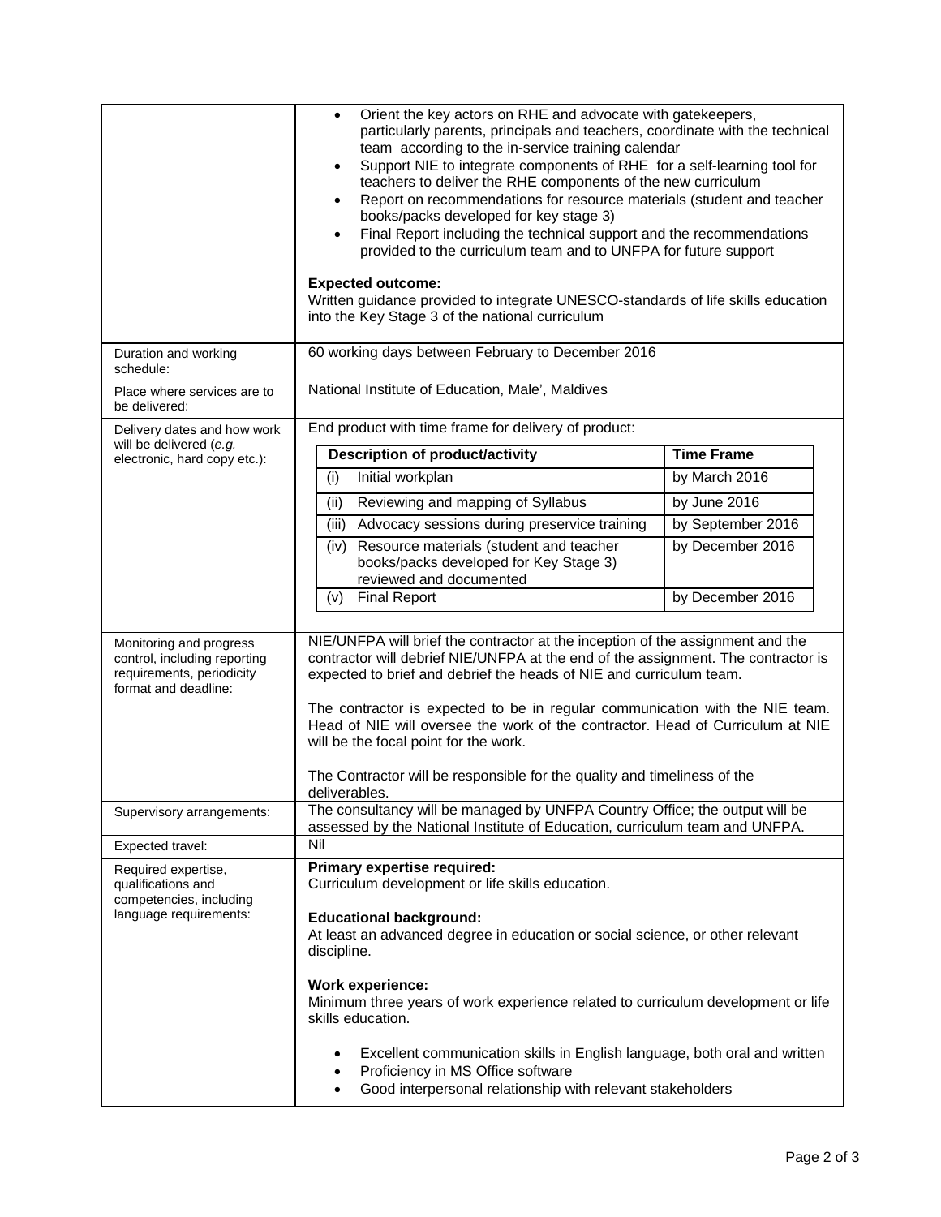| | |
|---|---|
| | • Orient the key actors on RHE and advocate with gatekeepers, particularly parents, principals and teachers, coordinate with the technical team according to the in-service training calendar<br>• Support NIE to integrate components of RHE for a self-learning tool for teachers to deliver the RHE components of the new curriculum<br>• Report on recommendations for resource materials (student and teacher books/packs developed for key stage 3)<br>• Final Report including the technical support and the recommendations provided to the curriculum team and to UNFPA for future support<br><br>**Expected outcome:**<br>Written guidance provided to integrate UNESCO-standards of life skills education into the Key Stage 3 of the national curriculum |
| Duration and working schedule: | 60 working days between February to December 2016 |
| Place where services are to be delivered: | National Institute of Education, Male', Maldives |
| Delivery dates and how work will be delivered (*e.g.* electronic, hard copy etc.): | End product with time frame for delivery of product:<br><br>**Description of product/activity** — **Time Frame**<br>(i) Initial workplan — by March 2016<br>(ii) Reviewing and mapping of Syllabus — by June 2016<br>(iii) Advocacy sessions during preservice training — by September 2016<br>(iv) Resource materials (student and teacher books/packs developed for Key Stage 3) reviewed and documented — by December 2016<br>(v) Final Report — by December 2016 |
| Monitoring and progress control, including reporting requirements, periodicity format and deadline: | NIE/UNFPA will brief the contractor at the inception of the assignment and the contractor will debrief NIE/UNFPA at the end of the assignment. The contractor is expected to brief and debrief the heads of NIE and curriculum team.<br><br>The contractor is expected to be in regular communication with the NIE team. Head of NIE will oversee the work of the contractor. Head of Curriculum at NIE will be the focal point for the work.<br><br>The Contractor will be responsible for the quality and timeliness of the deliverables. |
| Supervisory arrangements: | The consultancy will be managed by UNFPA Country Office; the output will be assessed by the National Institute of Education, curriculum team and UNFPA. |
| Expected travel: | Nil |
| Required expertise, qualifications and competencies, including language requirements: | **Primary expertise required:**<br>Curriculum development or life skills education.<br><br>**Educational background:**<br>At least an advanced degree in education or social science, or other relevant discipline.<br><br>**Work experience:**<br>Minimum three years of work experience related to curriculum development or life skills education.<br><br>• Excellent communication skills in English language, both oral and written<br>• Proficiency in MS Office software<br>• Good interpersonal relationship with relevant stakeholders |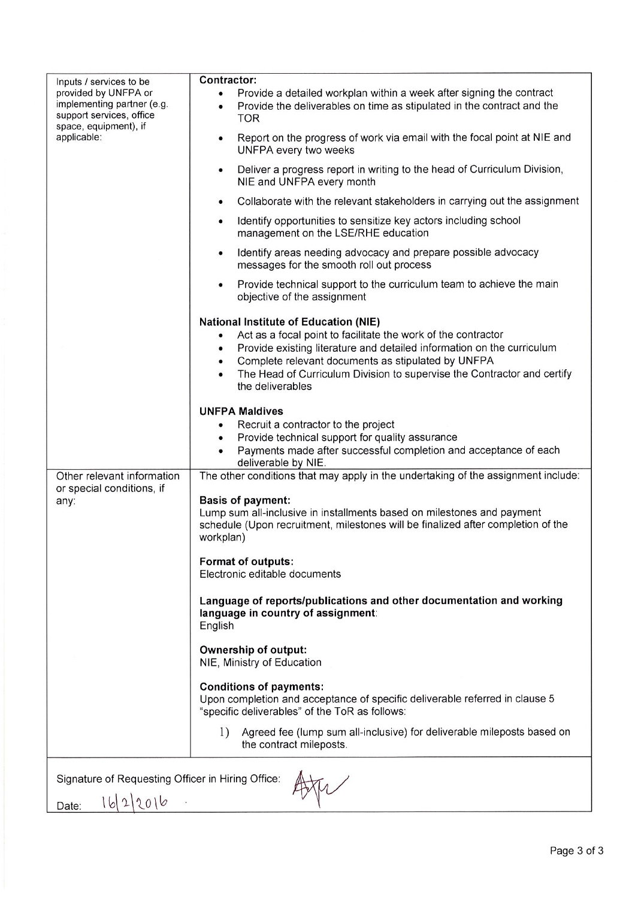| | |
|---|---|
| Inputs / services to be provided by UNFPA or implementing partner (e.g. support services, office space, equipment), if applicable: | **Contractor:**<br>• Provide a detailed workplan within a week after signing the contract<br>• Provide the deliverables on time as stipulated in the contract and the TOR<br>• Report on the progress of work via email with the focal point at NIE and UNFPA every two weeks<br>• Deliver a progress report in writing to the head of Curriculum Division, NIE and UNFPA every month<br>• Collaborate with the relevant stakeholders in carrying out the assignment<br>• Identify opportunities to sensitize key actors including school management on the LSE/RHE education<br>• Identify areas needing advocacy and prepare possible advocacy messages for the smooth roll out process<br>• Provide technical support to the curriculum team to achieve the main objective of the assignment<br><br>**National Institute of Education (NIE)**<br>• Act as a focal point to facilitate the work of the contractor<br>• Provide existing literature and detailed information on the curriculum<br>• Complete relevant documents as stipulated by UNFPA<br>• The Head of Curriculum Division to supervise the Contractor and certify the deliverables<br><br>**UNFPA Maldives**<br>• Recruit a contractor to the project<br>• Provide technical support for quality assurance<br>• Payments made after successful completion and acceptance of each deliverable by NIE. |
| Other relevant information or special conditions, if any: | The other conditions that may apply in the undertaking of the assignment include:<br><br>**Basis of payment:**<br>Lump sum all-inclusive in installments based on milestones and payment schedule (Upon recruitment, milestones will be finalized after completion of the workplan)<br><br>**Format of outputs:**<br>Electronic editable documents<br><br>**Language of reports/publications and other documentation and working language in country of assignment:**<br>English<br><br>**Ownership of output:**<br>NIE, Ministry of Education<br><br>**Conditions of payments:**<br>Upon completion and acceptance of specific deliverable referred in clause 5 "specific deliverables" of the ToR as follows:<br>1) Agreed fee (lump sum all-inclusive) for deliverable mileposts based on the contract mileposts. |

Signature of Requesting Officer in Hiring Office: [signature]

Date: 16/2/2016